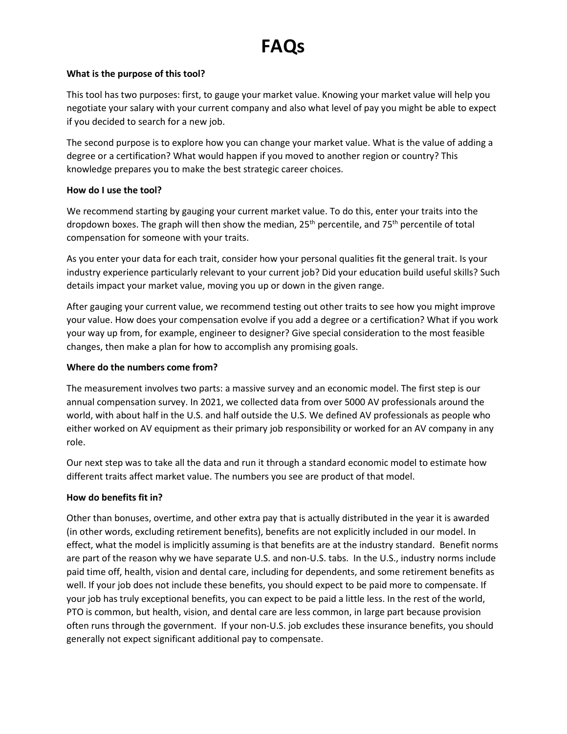# FAQs

**What is the purpose of this tool?**

This tool has two purposes: first, to gauge your market value. Knowing your market value will help you negotiate your salary with your current company and also what level of pay you might be able to expect if you decided to search for a new job.

The second purpose is to explore how you can change your market value. What is the value of adding a degree or a certification? What would happen if you moved to another region or country? This knowledge prepares you to make the best strategic career choices.

**How do I use the tool?**

We recommend starting by gauging your current market value. To do this, enter your traits into the dropdown boxes. The graph will then show the median, 25th percentile, and 75th percentile of total compensation for someone with your traits.

As you enter your data for each trait, consider how your personal qualities fit the general trait. Is your industry experience particularly relevant to your current job? Did your education build useful skills? Such details impact your market value, moving you up or down in the given range.

After gauging your current value, we recommend testing out other traits to see how you might improve your value. How does your compensation evolve if you add a degree or a certification? What if you work your way up from, for example, engineer to designer? Give special consideration to the most feasible changes, then make a plan for how to accomplish any promising goals.

**Where do the numbers come from?**

The measurement involves two parts: a massive survey and an economic model. The first step is our annual compensation survey. In 2021, we collected data from over 5000 AV professionals around the world, with about half in the U.S. and half outside the U.S. We defined AV professionals as people who either worked on AV equipment as their primary job responsibility or worked for an AV company in any role.

Our next step was to take all the data and run it through a standard economic model to estimate how different traits affect market value. The numbers you see are product of that model.

**How do benefits fit in?**

Other than bonuses, overtime, and other extra pay that is actually distributed in the year it is awarded (in other words, excluding retirement benefits), benefits are not explicitly included in our model. In effect, what the model is implicitly assuming is that benefits are at the industry standard. Benefit norms are part of the reason why we have separate U.S. and non-U.S. tabs. In the U.S., industry norms include paid time off, health, vision and dental care, including for dependents, and some retirement benefits as well. If your job does not include these benefits, you should expect to be paid more to compensate. If your job has truly exceptional benefits, you can expect to be paid a little less. In the rest of the world, PTO is common, but health, vision, and dental care are less common, in large part because provision often runs through the government. If your non-U.S. job excludes these insurance benefits, you should generally not expect significant additional pay to compensate.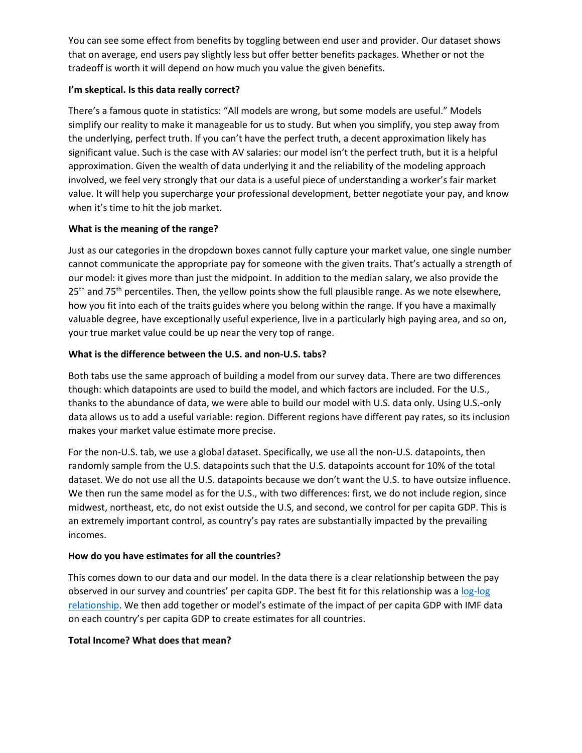You can see some effect from benefits by toggling between end user and provider. Our dataset shows that on average, end users pay slightly less but offer better benefits packages. Whether or not the tradeoff is worth it will depend on how much you value the given benefits.

**I'm skeptical. Is this data really correct?**

There's a famous quote in statistics: "All models are wrong, but some models are useful." Models simplify our reality to make it manageable for us to study. But when you simplify, you step away from the underlying, perfect truth. If you can't have the perfect truth, a decent approximation likely has significant value. Such is the case with AV salaries: our model isn't the perfect truth, but it is a helpful approximation. Given the wealth of data underlying it and the reliability of the modeling approach involved, we feel very strongly that our data is a useful piece of understanding a worker's fair market value. It will help you supercharge your professional development, better negotiate your pay, and know when it's time to hit the job market.

**What is the meaning of the range?**

Just as our categories in the dropdown boxes cannot fully capture your market value, one single number cannot communicate the appropriate pay for someone with the given traits. That's actually a strength of our model: it gives more than just the midpoint. In addition to the median salary, we also provide the 25th and 75th percentiles. Then, the yellow points show the full plausible range. As we note elsewhere, how you fit into each of the traits guides where you belong within the range. If you have a maximally valuable degree, have exceptionally useful experience, live in a particularly high paying area, and so on, your true market value could be up near the very top of range.

**What is the difference between the U.S. and non-U.S. tabs?**

Both tabs use the same approach of building a model from our survey data. There are two differences though: which datapoints are used to build the model, and which factors are included. For the U.S., thanks to the abundance of data, we were able to build our model with U.S. data only. Using U.S.-only data allows us to add a useful variable: region. Different regions have different pay rates, so its inclusion makes your market value estimate more precise.

For the non-U.S. tab, we use a global dataset. Specifically, we use all the non-U.S. datapoints, then randomly sample from the U.S. datapoints such that the U.S. datapoints account for 10% of the total dataset. We do not use all the U.S. datapoints because we don't want the U.S. to have outsize influence. We then run the same model as for the U.S., with two differences: first, we do not include region, since midwest, northeast, etc, do not exist outside the U.S, and second, we control for per capita GDP. This is an extremely important control, as country's pay rates are substantially impacted by the prevailing incomes.

**How do you have estimates for all the countries?**

This comes down to our data and our model. In the data there is a clear relationship between the pay observed in our survey and countries' per capita GDP. The best fit for this relationship was a [log-log relationship](). We then add together or model's estimate of the impact of per capita GDP with IMF data on each country's per capita GDP to create estimates for all countries.

**Total Income? What does that mean?**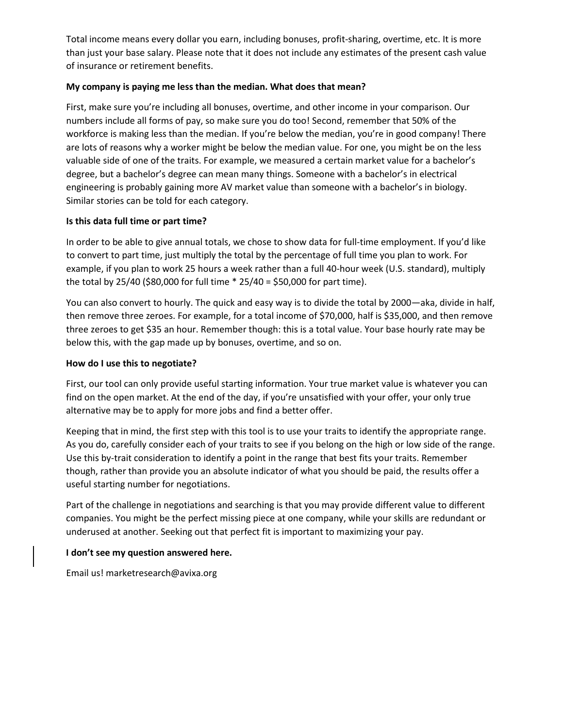Total income means every dollar you earn, including bonuses, profit-sharing, overtime, etc. It is more than just your base salary. Please note that it does not include any estimates of the present cash value of insurance or retirement benefits.

**My company is paying me less than the median. What does that mean?**

First, make sure you're including all bonuses, overtime, and other income in your comparison. Our numbers include all forms of pay, so make sure you do too! Second, remember that 50% of the workforce is making less than the median. If you're below the median, you're in good company! There are lots of reasons why a worker might be below the median value. For one, you might be on the less valuable side of one of the traits. For example, we measured a certain market value for a bachelor's degree, but a bachelor's degree can mean many things. Someone with a bachelor's in electrical engineering is probably gaining more AV market value than someone with a bachelor's in biology. Similar stories can be told for each category.

**Is this data full time or part time?**

In order to be able to give annual totals, we chose to show data for full-time employment. If you'd like to convert to part time, just multiply the total by the percentage of full time you plan to work. For example, if you plan to work 25 hours a week rather than a full 40-hour week (U.S. standard), multiply the total by 25/40 ($80,000 for full time * 25/40 = $50,000 for part time).

You can also convert to hourly. The quick and easy way is to divide the total by 2000—aka, divide in half, then remove three zeroes. For example, for a total income of $70,000, half is $35,000, and then remove three zeroes to get $35 an hour. Remember though: this is a total value. Your base hourly rate may be below this, with the gap made up by bonuses, overtime, and so on.

**How do I use this to negotiate?**

First, our tool can only provide useful starting information. Your true market value is whatever you can find on the open market. At the end of the day, if you're unsatisfied with your offer, your only true alternative may be to apply for more jobs and find a better offer.

Keeping that in mind, the first step with this tool is to use your traits to identify the appropriate range. As you do, carefully consider each of your traits to see if you belong on the high or low side of the range. Use this by-trait consideration to identify a point in the range that best fits your traits. Remember though, rather than provide you an absolute indicator of what you should be paid, the results offer a useful starting number for negotiations.

Part of the challenge in negotiations and searching is that you may provide different value to different companies. You might be the perfect missing piece at one company, while your skills are redundant or underused at another. Seeking out that perfect fit is important to maximizing your pay.

**I don't see my question answered here.**

Email us! marketresearch@avixa.org